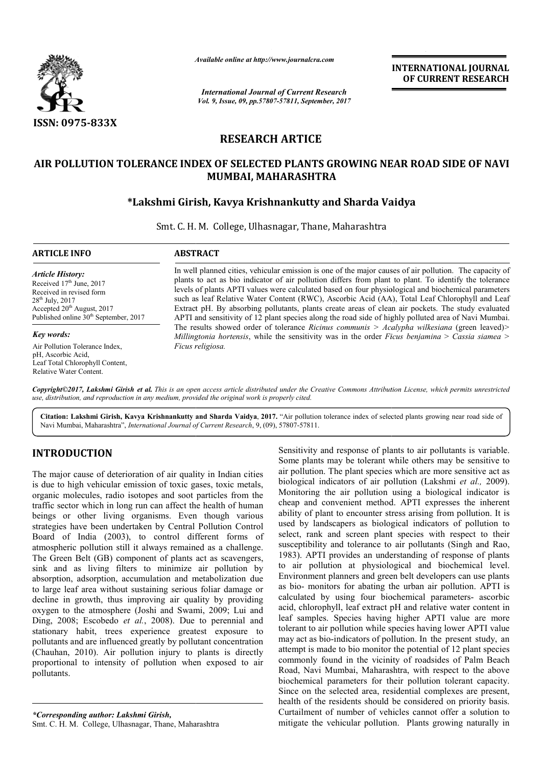*Available online at http://www.journalcra.com*

*International Journal of Current Research*
*Vol. 9, Issue, 09, pp.57807-57811, September, 2017*

**INTERNATIONAL JOURNAL OF CURRENT RESEARCH**

ISSN: 0975-833X

# RESEARCH ARTICLE

# AIR POLLUTION TOLERANCE INDEX OF SELECTED PLANTS GROWING NEAR ROAD SIDE OF NAVI MUMBAI, MAHARASHTRA

**\*Lakshmi Girish, Kavya Krishnankutty and Sharda Vaidya**

Smt. C. H. M. College, Ulhasnagar, Thane, Maharashtra

**ARTICLE INFO**

*Article History:*
Received 17th June, 2017
Received in revised form
28th July, 2017
Accepted 20th August, 2017
Published online 30th September, 2017

*Key words:*
Air Pollution Tolerance Index, pH, Ascorbic Acid, Leaf Total Chlorophyll Content, Relative Water Content.

**ABSTRACT**

In well planned cities, vehicular emission is one of the major causes of air pollution. The capacity of plants to act as bio indicator of air pollution differs from plant to plant. To identify the tolerance levels of plants APTI values were calculated based on four physiological and biochemical parameters such as leaf Relative Water Content (RWC), Ascorbic Acid (AA), Total Leaf Chlorophyll and Leaf Extract pH. By absorbing pollutants, plants create areas of clean air pockets. The study evaluated APTI and sensitivity of 12 plant species along the road side of highly polluted area of Navi Mumbai. The results showed order of tolerance *Ricinus communis* > *Acalypha wilkesiana* (green leaved)> *Millingtonia hortensis*, while the sensitivity was in the order *Ficus benjamina* > *Cassia siamea* > *Ficus religiosa.*

*Copyright©2017, Lakshmi Girish et al. This is an open access article distributed under the Creative Commons Attribution License, which permits unrestricted use, distribution, and reproduction in any medium, provided the original work is properly cited.*

**Citation: Lakshmi Girish, Kavya Krishnankutty and Sharda Vaidya, 2017.** "Air pollution tolerance index of selected plants growing near road side of Navi Mumbai, Maharashtra", *International Journal of Current Research*, 9, (09), 57807-57811.

## INTRODUCTION

The major cause of deterioration of air quality in Indian cities is due to high vehicular emission of toxic gases, toxic metals, organic molecules, radio isotopes and soot particles from the traffic sector which in long run can affect the health of human beings or other living organisms. Even though various strategies have been undertaken by Central Pollution Control Board of India (2003), to control different forms of atmospheric pollution still it always remained as a challenge. The Green Belt (GB) component of plants act as scavengers, sink and as living filters to minimize air pollution by absorption, adsorption, accumulation and metabolization due to large leaf area without sustaining serious foliar damage or decline in growth, thus improving air quality by providing oxygen to the atmosphere (Joshi and Swami, 2009; Lui and Ding, 2008; Escobedo *et al.*, 2008). Due to perennial and stationary habit, trees experience greatest exposure to pollutants and are influenced greatly by pollutant concentration (Chauhan, 2010). Air pollution injury to plants is directly proportional to intensity of pollution when exposed to air pollutants.

Sensitivity and response of plants to air pollutants is variable. Some plants may be tolerant while others may be sensitive to air pollution. The plant species which are more sensitive act as biological indicators of air pollution (Lakshmi *et al.,* 2009). Monitoring the air pollution using a biological indicator is cheap and convenient method. APTI expresses the inherent ability of plant to encounter stress arising from pollution. It is used by landscapers as biological indicators of pollution to select, rank and screen plant species with respect to their susceptibility and tolerance to air pollutants (Singh and Rao, 1983). APTI provides an understanding of response of plants to air pollution at physiological and biochemical level. Environment planners and green belt developers can use plants as bio- monitors for abating the urban air pollution. APTI is calculated by using four biochemical parameters- ascorbic acid, chlorophyll, leaf extract pH and relative water content in leaf samples. Species having higher APTI value are more tolerant to air pollution while species having lower APTI value may act as bio-indicators of pollution. In the present study, an attempt is made to bio monitor the potential of 12 plant species commonly found in the vicinity of roadsides of Palm Beach Road, Navi Mumbai, Maharashtra, with respect to the above biochemical parameters for their pollution tolerant capacity. Since on the selected area, residential complexes are present, health of the residents should be considered on priority basis. Curtailment of number of vehicles cannot offer a solution to mitigate the vehicular pollution. Plants growing naturally in

*\*Corresponding author: Lakshmi Girish,*
Smt. C. H. M. College, Ulhasnagar, Thane, Maharashtra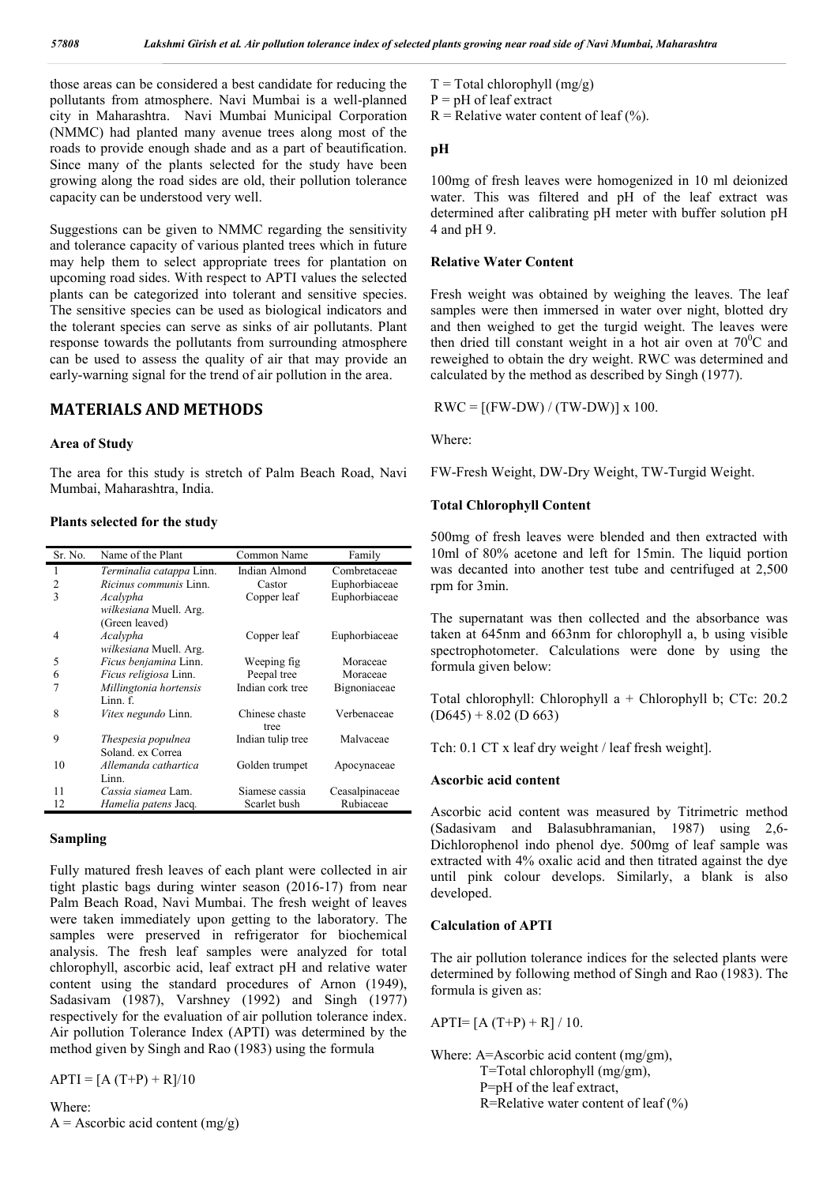those areas can be considered a best candidate for reducing the pollutants from atmosphere. Navi Mumbai is a well-planned city in Maharashtra. Navi Mumbai Municipal Corporation (NMMC) had planted many avenue trees along most of the roads to provide enough shade and as a part of beautification. Since many of the plants selected for the study have been growing along the road sides are old, their pollution tolerance capacity can be understood very well.

Suggestions can be given to NMMC regarding the sensitivity and tolerance capacity of various planted trees which in future may help them to select appropriate trees for plantation on upcoming road sides. With respect to APTI values the selected plants can be categorized into tolerant and sensitive species. The sensitive species can be used as biological indicators and the tolerant species can serve as sinks of air pollutants. Plant response towards the pollutants from surrounding atmosphere can be used to assess the quality of air that may provide an early-warning signal for the trend of air pollution in the area.

## MATERIALS AND METHODS

### Area of Study

The area for this study is stretch of Palm Beach Road, Navi Mumbai, Maharashtra, India.

### Plants selected for the study

| Sr. No. | Name of the Plant | Common Name | Family |
|---|---|---|---|
| 1 | *Terminalia catappa* Linn. | Indian Almond | Combretaceae |
| 2 | *Ricinus communis* Linn. | Castor | Euphorbiaceae |
| 3 | *Acalypha wilkesiana* Muell. Arg. (Green leaved) | Copper leaf | Euphorbiaceae |
| 4 | *Acalypha wilkesiana* Muell. Arg. | Copper leaf | Euphorbiaceae |
| 5 | *Ficus benjamina* Linn. | Weeping fig | Moraceae |
| 6 | *Ficus religiosa* Linn. | Peepal tree | Moraceae |
| 7 | *Millingtonia hortensis* Linn. f. | Indian cork tree | Bignoniaceae |
| 8 | *Vitex negundo* Linn. | Chinese chaste tree | Verbenaceae |
| 9 | *Thespesia populnea* Soland. ex Correa | Indian tulip tree | Malvaceae |
| 10 | *Allemanda cathartica* Linn. | Golden trumpet | Apocynaceae |
| 11 | *Cassia siamea* Lam. | Siamese cassia | Ceasalpinaceae |
| 12 | *Hamelia patens* Jacq. | Scarlet bush | Rubiaceae |

### Sampling

Fully matured fresh leaves of each plant were collected in air tight plastic bags during winter season (2016-17) from near Palm Beach Road, Navi Mumbai. The fresh weight of leaves were taken immediately upon getting to the laboratory. The samples were preserved in refrigerator for biochemical analysis. The fresh leaf samples were analyzed for total chlorophyll, ascorbic acid, leaf extract pH and relative water content using the standard procedures of Arnon (1949), Sadasivam (1987), Varshney (1992) and Singh (1977) respectively for the evaluation of air pollution tolerance index. Air pollution Tolerance Index (APTI) was determined by the method given by Singh and Rao (1983) using the formula

$$APTI = [A (T+P) + R]/10$$

Where:
A = Ascorbic acid content (mg/g)
T = Total chlorophyll (mg/g)
P = pH of leaf extract
R = Relative water content of leaf (%).

### pH

100mg of fresh leaves were homogenized in 10 ml deionized water. This was filtered and pH of the leaf extract was determined after calibrating pH meter with buffer solution pH 4 and pH 9.

### Relative Water Content

Fresh weight was obtained by weighing the leaves. The leaf samples were then immersed in water over night, blotted dry and then weighed to get the turgid weight. The leaves were then dried till constant weight in a hot air oven at $70^0$C and reweighed to obtain the dry weight. RWC was determined and calculated by the method as described by Singh (1977).

$$RWC = [(FW-DW) / (TW-DW)] \times 100.$$

Where:

FW-Fresh Weight, DW-Dry Weight, TW-Turgid Weight.

### Total Chlorophyll Content

500mg of fresh leaves were blended and then extracted with 10ml of 80% acetone and left for 15min. The liquid portion was decanted into another test tube and centrifuged at 2,500 rpm for 3min.

The supernatant was then collected and the absorbance was taken at 645nm and 663nm for chlorophyll a, b using visible spectrophotometer. Calculations were done by using the formula given below:

Total chlorophyll: Chlorophyll a + Chlorophyll b; CTc: 20.2 (D645) + 8.02 (D 663)

Tch: 0.1 CT x leaf dry weight / leaf fresh weight].

### Ascorbic acid content

Ascorbic acid content was measured by Titrimetric method (Sadasivam and Balasubhramanian, 1987) using 2,6-Dichlorophenol indo phenol dye. 500mg of leaf sample was extracted with 4% oxalic acid and then titrated against the dye until pink colour develops. Similarly, a blank is also developed.

### Calculation of APTI

The air pollution tolerance indices for the selected plants were determined by following method of Singh and Rao (1983). The formula is given as:

$$APTI= [A (T+P) + R] / 10.$$

Where: A=Ascorbic acid content (mg/gm),
T=Total chlorophyll (mg/gm),
P=pH of the leaf extract,
R=Relative water content of leaf (%)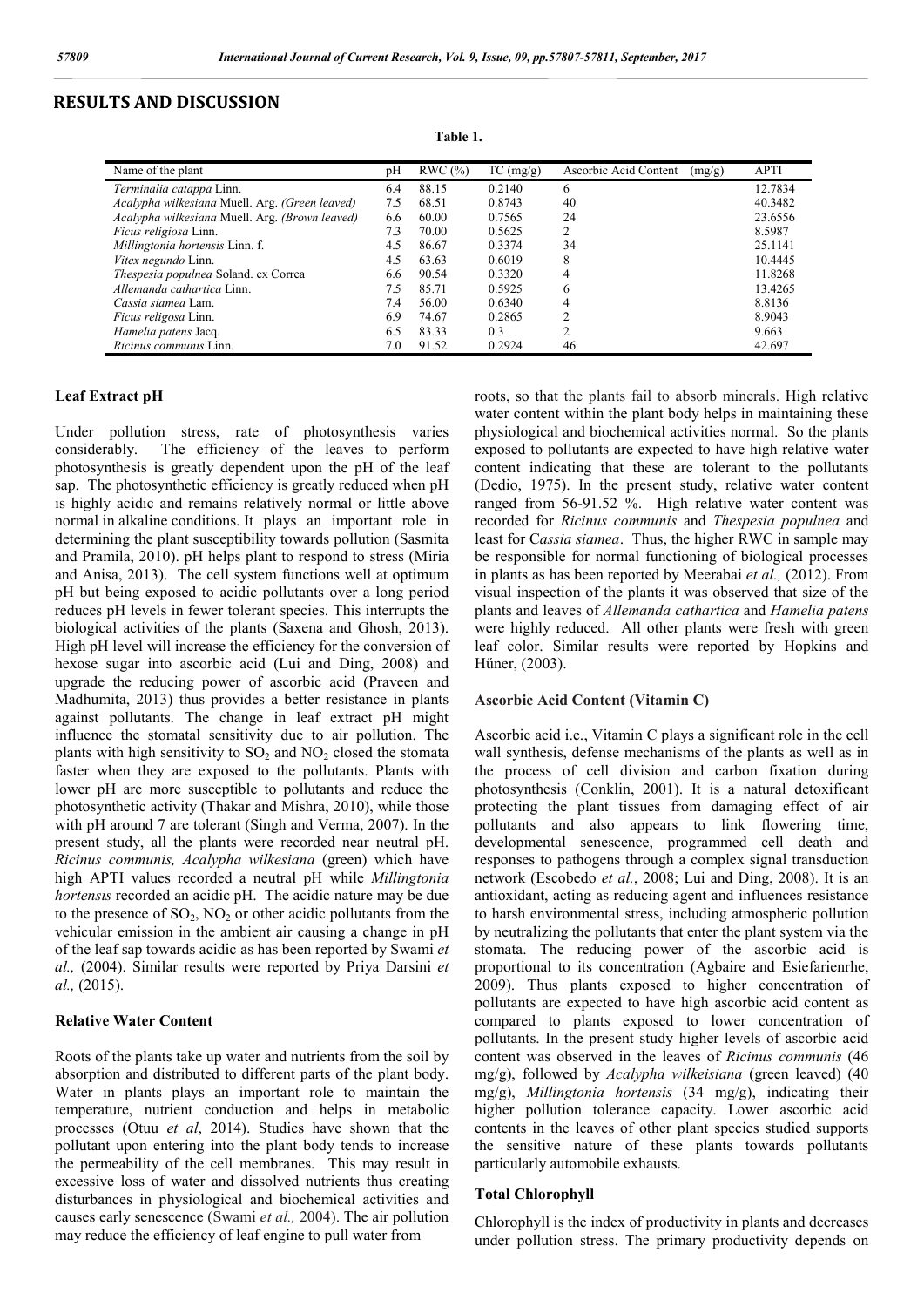## RESULTS AND DISCUSSION

**Table 1.**

| Name of the plant | pH | RWC (%) | TC (mg/g) | Ascorbic Acid Content (mg/g) | APTI |
|---|---|---|---|---|---|
| *Terminalia catappa* Linn. | 6.4 | 88.15 | 0.2140 | 6 | 12.7834 |
| *Acalypha wilkesiana* Muell. Arg. *(Green leaved)* | 7.5 | 68.51 | 0.8743 | 40 | 40.3482 |
| *Acalypha wilkesiana* Muell. Arg. *(Brown leaved)* | 6.6 | 60.00 | 0.7565 | 24 | 23.6556 |
| *Ficus religiosa* Linn. | 7.3 | 70.00 | 0.5625 | 2 | 8.5987 |
| *Millingtonia hortensis* Linn. f. | 4.5 | 86.67 | 0.3374 | 34 | 25.1141 |
| *Vitex negundo* Linn. | 4.5 | 63.63 | 0.6019 | 8 | 10.4445 |
| *Thespesia populnea* Soland. ex Correa | 6.6 | 90.54 | 0.3320 | 4 | 11.8268 |
| *Allemanda cathartica* Linn. | 7.5 | 85.71 | 0.5925 | 6 | 13.4265 |
| *Cassia siamea* Lam. | 7.4 | 56.00 | 0.6340 | 4 | 8.8136 |
| *Ficus religosa* Linn. | 6.9 | 74.67 | 0.2865 | 2 | 8.9043 |
| *Hamelia patens* Jacq. | 6.5 | 83.33 | 0.3 | 2 | 9.663 |
| *Ricinus communis* Linn. | 7.0 | 91.52 | 0.2924 | 46 | 42.697 |

### Leaf Extract pH

Under pollution stress, rate of photosynthesis varies considerably. The efficiency of the leaves to perform photosynthesis is greatly dependent upon the pH of the leaf sap. The photosynthetic efficiency is greatly reduced when pH is highly acidic and remains relatively normal or little above normal in alkaline conditions. It plays an important role in determining the plant susceptibility towards pollution (Sasmita and Pramila, 2010). pH helps plant to respond to stress (Miria and Anisa, 2013). The cell system functions well at optimum pH but being exposed to acidic pollutants over a long period reduces pH levels in fewer tolerant species. This interrupts the biological activities of the plants (Saxena and Ghosh, 2013). High pH level will increase the efficiency for the conversion of hexose sugar into ascorbic acid (Lui and Ding, 2008) and upgrade the reducing power of ascorbic acid (Praveen and Madhumita, 2013) thus provides a better resistance in plants against pollutants. The change in leaf extract pH might influence the stomatal sensitivity due to air pollution. The plants with high sensitivity to $SO_2$ and $NO_2$ closed the stomata faster when they are exposed to the pollutants. Plants with lower pH are more susceptible to pollutants and reduce the photosynthetic activity (Thakar and Mishra, 2010), while those with pH around 7 are tolerant (Singh and Verma, 2007). In the present study, all the plants were recorded near neutral pH. *Ricinus communis, Acalypha wilkesiana* (green) which have high APTI values recorded a neutral pH while *Millingtonia hortensis* recorded an acidic pH. The acidic nature may be due to the presence of $SO_2$, $NO_2$ or other acidic pollutants from the vehicular emission in the ambient air causing a change in pH of the leaf sap towards acidic as has been reported by Swami *et al.,* (2004). Similar results were reported by Priya Darsini *et al.,* (2015).

### Relative Water Content

Roots of the plants take up water and nutrients from the soil by absorption and distributed to different parts of the plant body. Water in plants plays an important role to maintain the temperature, nutrient conduction and helps in metabolic processes (Otuu *et al*, 2014). Studies have shown that the pollutant upon entering into the plant body tends to increase the permeability of the cell membranes. This may result in excessive loss of water and dissolved nutrients thus creating disturbances in physiological and biochemical activities and causes early senescence (Swami *et al.,* 2004). The air pollution may reduce the efficiency of leaf engine to pull water from roots, so that the plants fail to absorb minerals. High relative water content within the plant body helps in maintaining these physiological and biochemical activities normal. So the plants exposed to pollutants are expected to have high relative water content indicating that these are tolerant to the pollutants (Dedio, 1975). In the present study, relative water content ranged from 56-91.52 %. High relative water content was recorded for *Ricinus communis* and *Thespesia populnea* and least for C*assia siamea*. Thus, the higher RWC in sample may be responsible for normal functioning of biological processes in plants as has been reported by Meerabai *et al.,* (2012). From visual inspection of the plants it was observed that size of the plants and leaves of *Allemanda cathartica* and *Hamelia patens* were highly reduced. All other plants were fresh with green leaf color. Similar results were reported by Hopkins and Hűner, (2003).

### Ascorbic Acid Content (Vitamin C)

Ascorbic acid i.e., Vitamin C plays a significant role in the cell wall synthesis, defense mechanisms of the plants as well as in the process of cell division and carbon fixation during photosynthesis (Conklin, 2001). It is a natural detoxificant protecting the plant tissues from damaging effect of air pollutants and also appears to link flowering time, developmental senescence, programmed cell death and responses to pathogens through a complex signal transduction network (Escobedo *et al.*, 2008; Lui and Ding, 2008). It is an antioxidant, acting as reducing agent and influences resistance to harsh environmental stress, including atmospheric pollution by neutralizing the pollutants that enter the plant system via the stomata. The reducing power of the ascorbic acid is proportional to its concentration (Agbaire and Esiefarienrhe, 2009). Thus plants exposed to higher concentration of pollutants are expected to have high ascorbic acid content as compared to plants exposed to lower concentration of pollutants. In the present study higher levels of ascorbic acid content was observed in the leaves of *Ricinus communis* (46 mg/g), followed by *Acalypha wilkeisiana* (green leaved) (40 mg/g), *Millingtonia hortensis* (34 mg/g), indicating their higher pollution tolerance capacity. Lower ascorbic acid contents in the leaves of other plant species studied supports the sensitive nature of these plants towards pollutants particularly automobile exhausts.

### Total Chlorophyll

Chlorophyll is the index of productivity in plants and decreases under pollution stress. The primary productivity depends on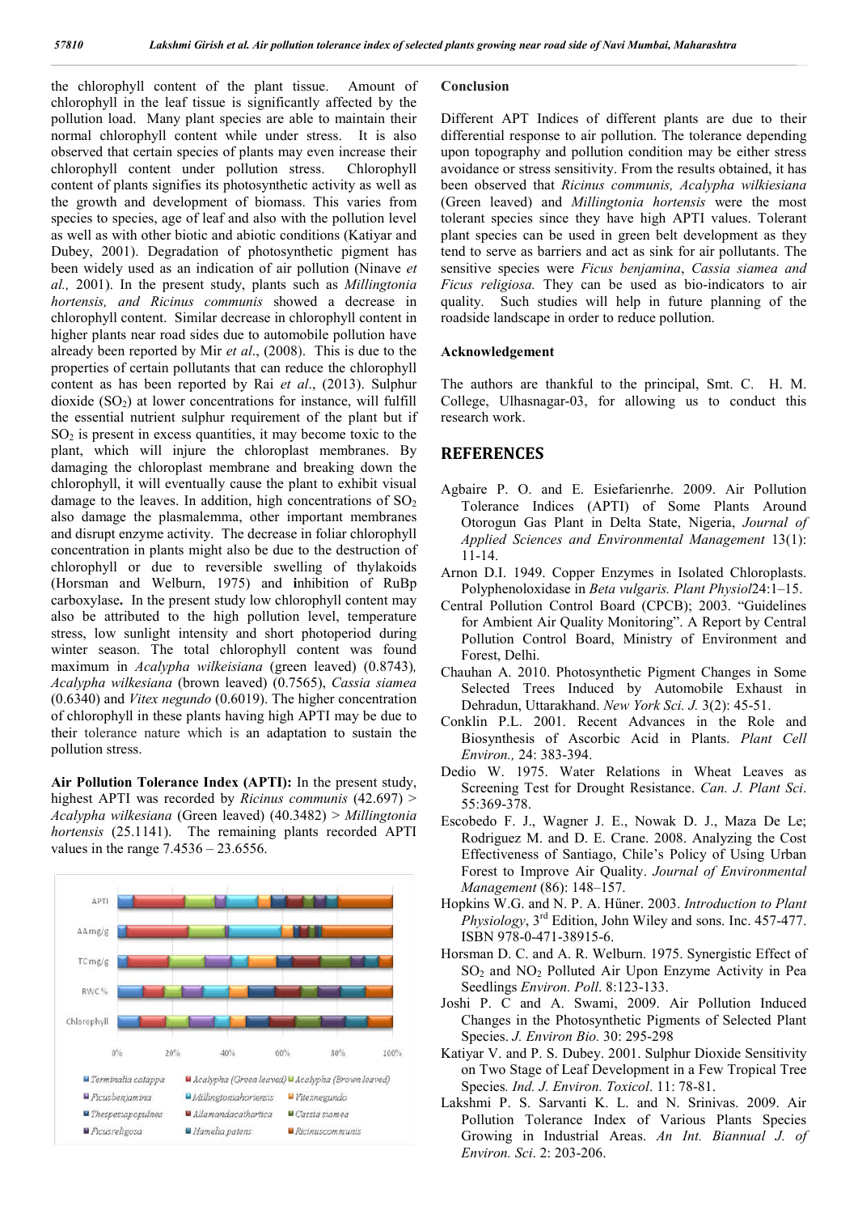the chlorophyll content of the plant tissue. Amount of chlorophyll in the leaf tissue is significantly affected by the pollution load. Many plant species are able to maintain their normal chlorophyll content while under stress. It is also observed that certain species of plants may even increase their chlorophyll content under pollution stress. Chlorophyll content of plants signifies its photosynthetic activity as well as the growth and development of biomass. This varies from species to species, age of leaf and also with the pollution level as well as with other biotic and abiotic conditions (Katiyar and Dubey, 2001). Degradation of photosynthetic pigment has been widely used as an indication of air pollution (Ninave *et al.,* 2001). In the present study, plants such as *Millingtonia hortensis, and Ricinus communis* showed a decrease in chlorophyll content. Similar decrease in chlorophyll content in higher plants near road sides due to automobile pollution have already been reported by Mir *et al*., (2008). This is due to the properties of certain pollutants that can reduce the chlorophyll content as has been reported by Rai *et al*., (2013). Sulphur dioxide ($SO_2$) at lower concentrations for instance, will fulfill the essential nutrient sulphur requirement of the plant but if $SO_2$ is present in excess quantities, it may become toxic to the plant, which will injure the chloroplast membranes. By damaging the chloroplast membrane and breaking down the chlorophyll, it will eventually cause the plant to exhibit visual damage to the leaves. In addition, high concentrations of $SO_2$ also damage the plasmalemma, other important membranes and disrupt enzyme activity. The decrease in foliar chlorophyll concentration in plants might also be due to the destruction of chlorophyll or due to reversible swelling of thylakoids (Horsman and Welburn, 1975) and **i**nhibition of RuBp carboxylase**.** In the present study low chlorophyll content may also be attributed to the high pollution level, temperature stress, low sunlight intensity and short photoperiod during winter season. The total chlorophyll content was found maximum in *Acalypha wilkeisiana* (green leaved) (0.8743)*, Acalypha wilkesiana* (brown leaved) (0.7565), *Cassia siamea* (0.6340) and *Vitex negundo* (0.6019). The higher concentration of chlorophyll in these plants having high APTI may be due to their tolerance nature which is an adaptation to sustain the pollution stress.

**Air Pollution Tolerance Index (APTI):** In the present study, highest APTI was recorded by *Ricinus communis* (42.697) > *Acalypha wilkesiana* (Green leaved) (40.3482) > *Millingtonia hortensis* (25.1141). The remaining plants recorded APTI values in the range 7.4536 – 23.6556.

## Conclusion

Different APT Indices of different plants are due to their differential response to air pollution. The tolerance depending upon topography and pollution condition may be either stress avoidance or stress sensitivity. From the results obtained, it has been observed that *Ricinus communis, Acalypha wilkiesiana* (Green leaved) and *Millingtonia hortensis* were the most tolerant species since they have high APTI values. Tolerant plant species can be used in green belt development as they tend to serve as barriers and act as sink for air pollutants. The sensitive species were *Ficus benjamina*, *Cassia siamea and Ficus religiosa.* They can be used as bio-indicators to air quality. Such studies will help in future planning of the roadside landscape in order to reduce pollution.

## Acknowledgement

The authors are thankful to the principal, Smt. C. H. M. College, Ulhasnagar-03, for allowing us to conduct this research work.

## REFERENCES

- Agbaire P. O. and E. Esiefarienrhe. 2009. Air Pollution Tolerance Indices (APTI) of Some Plants Around Otorogun Gas Plant in Delta State, Nigeria, *Journal of Applied Sciences and Environmental Management* 13(1): 11-14.
- Arnon D.I. 1949. Copper Enzymes in Isolated Chloroplasts. Polyphenoloxidase in *Beta vulgaris. Plant Physiol*24:1–15.
- Central Pollution Control Board (CPCB); 2003. "Guidelines for Ambient Air Quality Monitoring". A Report by Central Pollution Control Board, Ministry of Environment and Forest, Delhi.
- Chauhan A. 2010. Photosynthetic Pigment Changes in Some Selected Trees Induced by Automobile Exhaust in Dehradun, Uttarakhand. *New York Sci. J.* 3(2): 45-51.
- Conklin P.L. 2001. Recent Advances in the Role and Biosynthesis of Ascorbic Acid in Plants. *Plant Cell Environ.,* 24: 383-394.
- Dedio W. 1975. Water Relations in Wheat Leaves as Screening Test for Drought Resistance. *Can. J. Plant Sci*. 55:369-378.
- Escobedo F. J., Wagner J. E., Nowak D. J., Maza De Le; Rodriguez M. and D. E. Crane. 2008. Analyzing the Cost Effectiveness of Santiago, Chile's Policy of Using Urban Forest to Improve Air Quality. *Journal of Environmental Management* (86): 148–157.
- Hopkins W.G. and N. P. A. Hűner. 2003. *Introduction to Plant Physiology*, 3rd Edition, John Wiley and sons. Inc. 457-477. ISBN 978-0-471-38915-6.
- Horsman D. C. and A. R. Welburn. 1975. Synergistic Effect of $SO_2$ and $NO_2$ Polluted Air Upon Enzyme Activity in Pea Seedlings *Environ. Poll*. 8:123-133.
- Joshi P. C and A. Swami, 2009. Air Pollution Induced Changes in the Photosynthetic Pigments of Selected Plant Species. *J. Environ Bio.* 30: 295-298
- Katiyar V. and P. S. Dubey. 2001. Sulphur Dioxide Sensitivity on Two Stage of Leaf Development in a Few Tropical Tree Species*. Ind. J. Environ. Toxicol*. 11: 78-81.
- Lakshmi P. S. Sarvanti K. L. and N. Srinivas. 2009. Air Pollution Tolerance Index of Various Plants Species Growing in Industrial Areas. *An Int. Biannual J. of Environ. Sci*. 2: 203-206.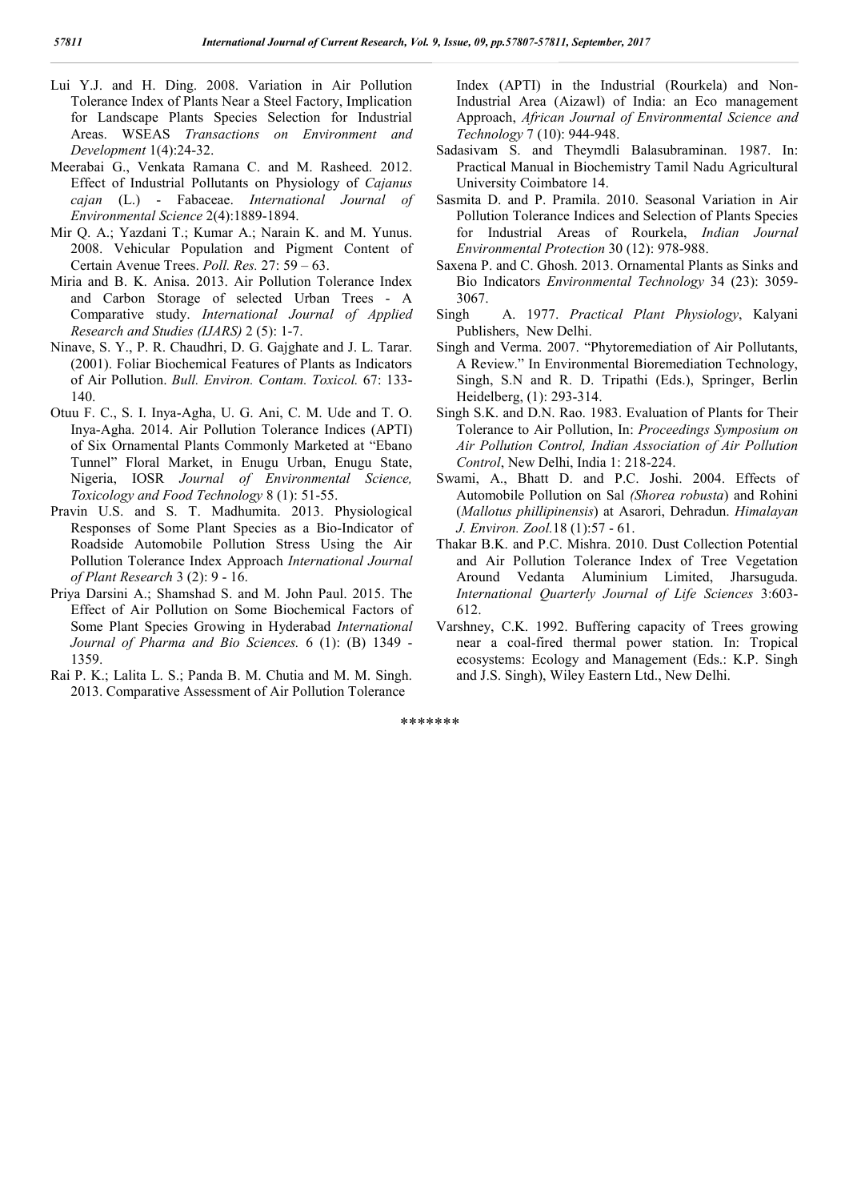Lui Y.J. and H. Ding. 2008. Variation in Air Pollution Tolerance Index of Plants Near a Steel Factory, Implication for Landscape Plants Species Selection for Industrial Areas. WSEAS *Transactions on Environment and Development* 1(4):24-32.

Meerabai G., Venkata Ramana C. and M. Rasheed. 2012. Effect of Industrial Pollutants on Physiology of *Cajanus cajan* (L.) - Fabaceae. *International Journal of Environmental Science* 2(4):1889-1894.

Mir Q. A.; Yazdani T.; Kumar A.; Narain K. and M. Yunus. 2008. Vehicular Population and Pigment Content of Certain Avenue Trees. *Poll. Res.* 27: 59 – 63.

Miria and B. K. Anisa. 2013. Air Pollution Tolerance Index and Carbon Storage of selected Urban Trees - A Comparative study. *International Journal of Applied Research and Studies (IJARS)* 2 (5): 1-7.

Ninave, S. Y., P. R. Chaudhri, D. G. Gajghate and J. L. Tarar. (2001). Foliar Biochemical Features of Plants as Indicators of Air Pollution. *Bull. Environ. Contam. Toxicol.* 67: 133-140.

Otuu F. C., S. I. Inya-Agha, U. G. Ani, C. M. Ude and T. O. Inya-Agha. 2014. Air Pollution Tolerance Indices (APTI) of Six Ornamental Plants Commonly Marketed at "Ebano Tunnel" Floral Market, in Enugu Urban, Enugu State, Nigeria, IOSR *Journal of Environmental Science, Toxicology and Food Technology* 8 (1): 51-55.

Pravin U.S. and S. T. Madhumita. 2013. Physiological Responses of Some Plant Species as a Bio-Indicator of Roadside Automobile Pollution Stress Using the Air Pollution Tolerance Index Approach *International Journal of Plant Research* 3 (2): 9 - 16.

Priya Darsini A.; Shamshad S. and M. John Paul. 2015. The Effect of Air Pollution on Some Biochemical Factors of Some Plant Species Growing in Hyderabad *International Journal of Pharma and Bio Sciences.* 6 (1): (B) 1349 - 1359.

Rai P. K.; Lalita L. S.; Panda B. M. Chutia and M. M. Singh. 2013. Comparative Assessment of Air Pollution Tolerance Index (APTI) in the Industrial (Rourkela) and Non-Industrial Area (Aizawl) of India: an Eco management Approach, *African Journal of Environmental Science and Technology* 7 (10): 944-948.

Sadasivam S. and Theymdli Balasubraminan. 1987. In: Practical Manual in Biochemistry Tamil Nadu Agricultural University Coimbatore 14.

Sasmita D. and P. Pramila. 2010. Seasonal Variation in Air Pollution Tolerance Indices and Selection of Plants Species for Industrial Areas of Rourkela, *Indian Journal Environmental Protection* 30 (12): 978-988.

Saxena P. and C. Ghosh. 2013. Ornamental Plants as Sinks and Bio Indicators *Environmental Technology* 34 (23): 3059-3067.

Singh A. 1977. *Practical Plant Physiology*, Kalyani Publishers, New Delhi.

Singh and Verma. 2007. "Phytoremediation of Air Pollutants, A Review." In Environmental Bioremediation Technology, Singh, S.N and R. D. Tripathi (Eds.), Springer, Berlin Heidelberg, (1): 293-314.

Singh S.K. and D.N. Rao. 1983. Evaluation of Plants for Their Tolerance to Air Pollution, In: *Proceedings Symposium on Air Pollution Control, Indian Association of Air Pollution Control*, New Delhi, India 1: 218-224.

Swami, A., Bhatt D. and P.C. Joshi. 2004. Effects of Automobile Pollution on Sal *(Shorea robusta*) and Rohini (*Mallotus phillipinensis*) at Asarori, Dehradun. *Himalayan J. Environ. Zool.*18 (1):57 - 61.

Thakar B.K. and P.C. Mishra. 2010. Dust Collection Potential and Air Pollution Tolerance Index of Tree Vegetation Around Vedanta Aluminium Limited, Jharsuguda. *International Quarterly Journal of Life Sciences* 3:603-612.

Varshney, C.K. 1992. Buffering capacity of Trees growing near a coal-fired thermal power station. In: Tropical ecosystems: Ecology and Management (Eds.: K.P. Singh and J.S. Singh), Wiley Eastern Ltd., New Delhi.

*******